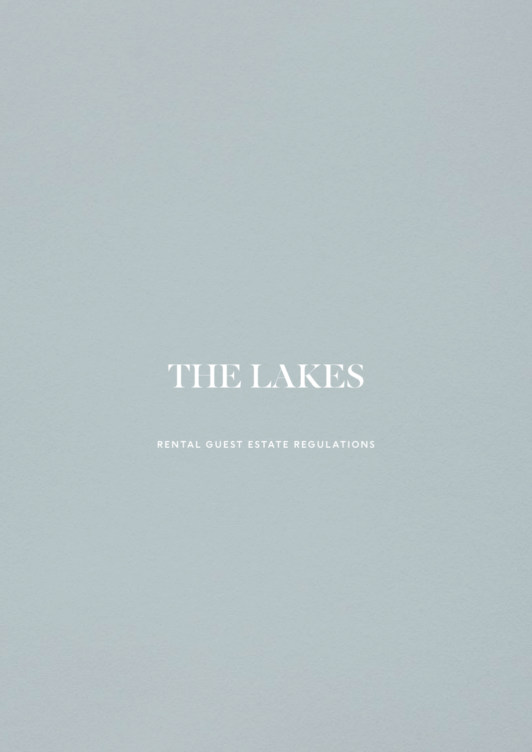# THE LAKES

RENTAL GUEST ESTATE REGULATIONS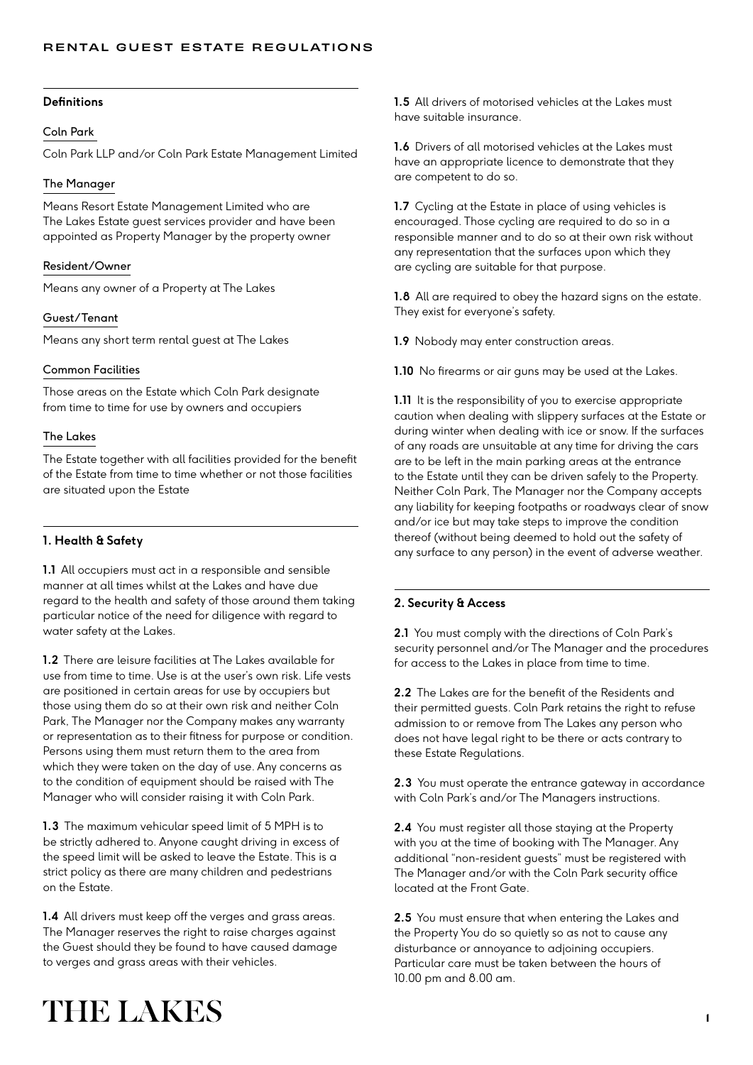# RENTAL GUEST ESTATE REGULATIONS

## Definitions

**Coln Park**

Coln Park LLP and/or Coln Park Estate Management Limited

**The Manager**

Means Resort Estate Management Limited who are The Lakes Estate guest services provider and have been appointed as Property Manager by the property owner

**Resident/Owner**

Means any owner of a Property at The Lakes

**Guest/Tenant**

Means any short term rental guest at The Lakes

**Common Facilities**

Those areas on the Estate which Coln Park designate from time to time for use by owners and occupiers

**The Lakes**

The Estate together with all facilities provided for the benefit of the Estate from time to time whether or not those facilities are situated upon the Estate

## 1. Health & Safety

**1.1** All occupiers must act in a responsible and sensible manner at all times whilst at the Lakes and have due regard to the health and safety of those around them taking particular notice of the need for diligence with regard to water safety at the Lakes.

**1.2** There are leisure facilities at The Lakes available for use from time to time. Use is at the user's own risk. Life vests are positioned in certain areas for use by occupiers but those using them do so at their own risk and neither Coln Park, The Manager nor the Company makes any warranty or representation as to their fitness for purpose or condition. Persons using them must return them to the area from which they were taken on the day of use. Any concerns as to the condition of equipment should be raised with The Manager who will consider raising it with Coln Park.

**1.3** The maximum vehicular speed limit of 5 MPH is to be strictly adhered to. Anyone caught driving in excess of the speed limit will be asked to leave the Estate. This is a strict policy as there are many children and pedestrians on the Estate.

**1.4** All drivers must keep off the verges and grass areas. The Manager reserves the right to raise charges against the Guest should they be found to have caused damage to verges and grass areas with their vehicles.

**1.5** All drivers of motorised vehicles at the Lakes must have suitable insurance.

**1.6** Drivers of all motorised vehicles at the Lakes must have an appropriate licence to demonstrate that they are competent to do so.

**1.7** Cycling at the Estate in place of using vehicles is encouraged. Those cycling are required to do so in a responsible manner and to do so at their own risk without any representation that the surfaces upon which they are cycling are suitable for that purpose.

**1.8** All are required to obey the hazard signs on the estate. They exist for everyone's safety.

**1.9** Nobody may enter construction areas.

**1.10** No firearms or air guns may be used at the Lakes.

**1.11** It is the responsibility of you to exercise appropriate caution when dealing with slippery surfaces at the Estate or during winter when dealing with ice or snow. If the surfaces of any roads are unsuitable at any time for driving the cars are to be left in the main parking areas at the entrance to the Estate until they can be driven safely to the Property. Neither Coln Park, The Manager nor the Company accepts any liability for keeping footpaths or roadways clear of snow and/or ice but may take steps to improve the condition thereof (without being deemed to hold out the safety of any surface to any person) in the event of adverse weather.

## 2. Security & Access

**2.1** You must comply with the directions of Coln Park's security personnel and/or The Manager and the procedures for access to the Lakes in place from time to time.

**2.2** The Lakes are for the benefit of the Residents and their permitted guests. Coln Park retains the right to refuse admission to or remove from The Lakes any person who does not have legal right to be there or acts contrary to these Estate Regulations.

**2.3** You must operate the entrance gateway in accordance with Coln Park's and/or The Managers instructions.

**2.4** You must register all those staying at the Property with you at the time of booking with The Manager. Any additional "non-resident guests" must be registered with The Manager and/or with the Coln Park security office located at the Front Gate.

**2.5** You must ensure that when entering the Lakes and the Property You do so quietly so as not to cause any disturbance or annoyance to adjoining occupiers. Particular care must be taken between the hours of 10.00 pm and 8.00 am.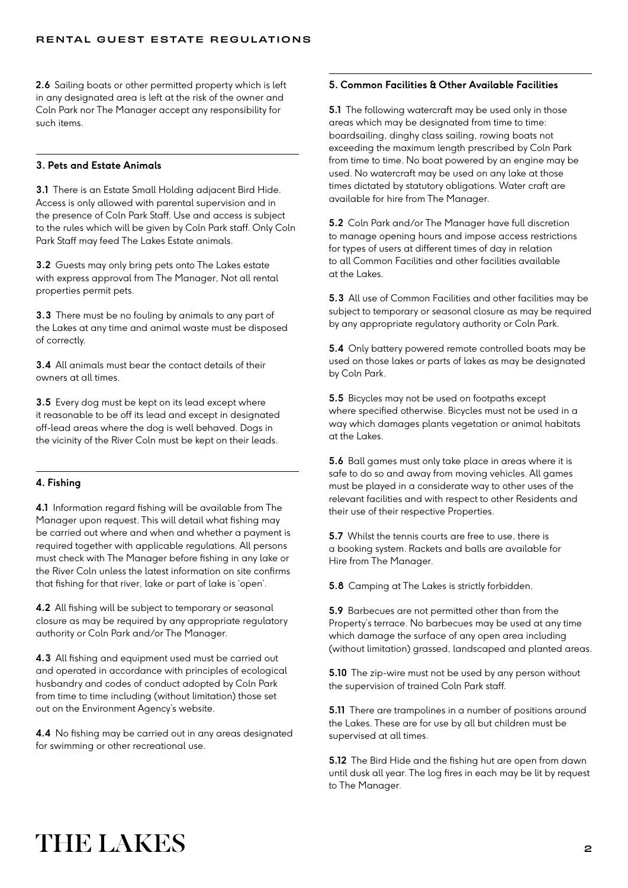**2.6** Sailing boats or other permitted property which is left in any designated area is left at the risk of the owner and Coln Park nor The Manager accept any responsibility for such items.

### 3. Pets and Estate Animals

**3.1** There is an Estate Small Holding adjacent Bird Hide. Access is only allowed with parental supervision and in the presence of Coln Park Staff. Use and access is subject to the rules which will be given by Coln Park staff. Only Coln Park Staff may feed The Lakes Estate animals.

**3.2** Guests may only bring pets onto The Lakes estate with express approval from The Manager, Not all rental properties permit pets.

**3.3** There must be no fouling by animals to any part of the Lakes at any time and animal waste must be disposed of correctly.

**3.4** All animals must bear the contact details of their owners at all times.

**3.5** Every dog must be kept on its lead except where it reasonable to be off its lead and except in designated off-lead areas where the dog is well behaved. Dogs in the vicinity of the River Coln must be kept on their leads.

### 4. Fishing

**4.1** Information regard fishing will be available from The Manager upon request. This will detail what fishing may be carried out where and when and whether a payment is required together with applicable regulations. All persons must check with The Manager before fishing in any lake or the River Coln unless the latest information on site confirms that fishing for that river, lake or part of lake is 'open'.

**4.2** All fishing will be subject to temporary or seasonal closure as may be required by any appropriate regulatory authority or Coln Park and/or The Manager.

**4.3** All fishing and equipment used must be carried out and operated in accordance with principles of ecological husbandry and codes of conduct adopted by Coln Park from time to time including (without limitation) those set out on the Environment Agency's website.

**4.4** No fishing may be carried out in any areas designated for swimming or other recreational use.

### 5. Common Facilities & Other Available Facilities

**5.1** The following watercraft may be used only in those areas which may be designated from time to time: boardsailing, dinghy class sailing, rowing boats not exceeding the maximum length prescribed by Coln Park from time to time. No boat powered by an engine may be used. No watercraft may be used on any lake at those times dictated by statutory obligations. Water craft are available for hire from The Manager.

**5.2** Coln Park and/or The Manager have full discretion to manage opening hours and impose access restrictions for types of users at different times of day in relation to all Common Facilities and other facilities available at the Lakes.

**5.3** All use of Common Facilities and other facilities may be subject to temporary or seasonal closure as may be required by any appropriate regulatory authority or Coln Park.

**5.4** Only battery powered remote controlled boats may be used on those lakes or parts of lakes as may be designated by Coln Park.

**5.5** Bicycles may not be used on footpaths except where specified otherwise. Bicycles must not be used in a way which damages plants vegetation or animal habitats at the Lakes.

**5.6** Ball games must only take place in areas where it is safe to do so and away from moving vehicles. All games must be played in a considerate way to other uses of the relevant facilities and with respect to other Residents and their use of their respective Properties.

**5.7** Whilst the tennis courts are free to use, there is a booking system. Rackets and balls are available for Hire from The Manager.

**5.8** Camping at The Lakes is strictly forbidden.

**5.9** Barbecues are not permitted other than from the Property's terrace. No barbecues may be used at any time which damage the surface of any open area including (without limitation) grassed, landscaped and planted areas.

**5.10** The zip-wire must not be used by any person without the supervision of trained Coln Park staff.

**5.11** There are trampolines in a number of positions around the Lakes. These are for use by all but children must be supervised at all times.

**5.12** The Bird Hide and the fishing hut are open from dawn until dusk all year. The log fires in each may be lit by request to The Manager.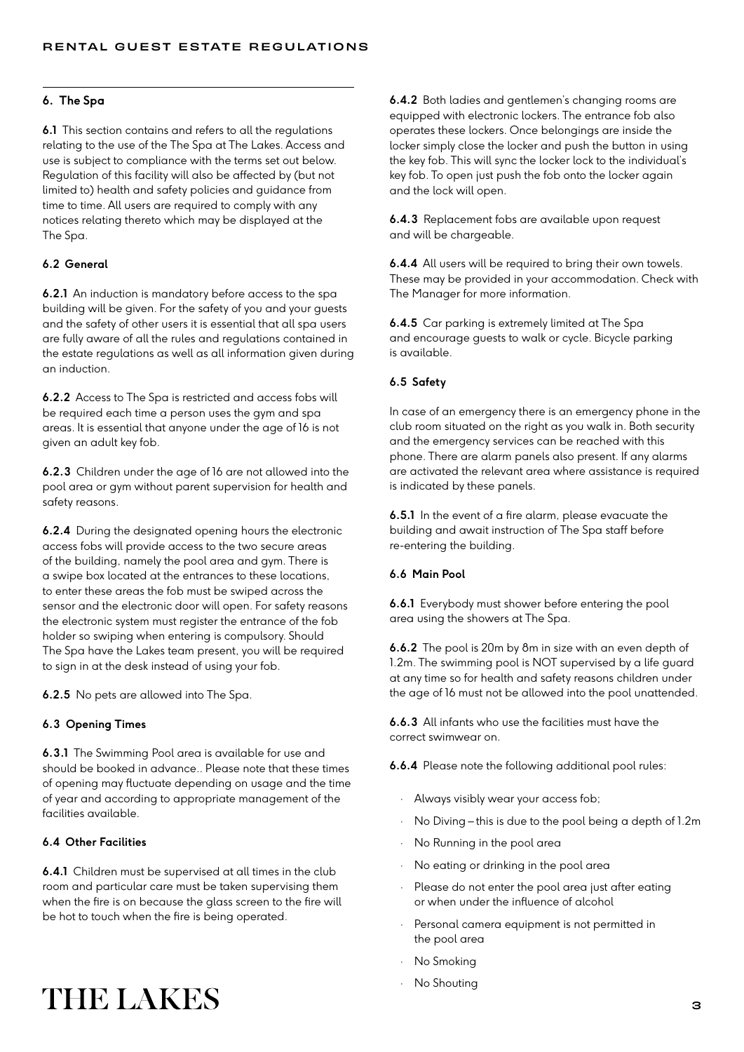## 6. The Spa

**6.1** This section contains and refers to all the regulations relating to the use of the The Spa at The Lakes. Access and use is subject to compliance with the terms set out below. Regulation of this facility will also be affected by (but not limited to) health and safety policies and guidance from time to time. All users are required to comply with any notices relating thereto which may be displayed at the The Spa.

### 6.2 General

**6.2.1** An induction is mandatory before access to the spa building will be given. For the safety of you and your guests and the safety of other users it is essential that all spa users are fully aware of all the rules and regulations contained in the estate regulations as well as all information given during an induction.

**6.2.2** Access to The Spa is restricted and access fobs will be required each time a person uses the gym and spa areas. It is essential that anyone under the age of 16 is not given an adult key fob.

**6.2.3** Children under the age of 16 are not allowed into the pool area or gym without parent supervision for health and safety reasons.

**6.2.4** During the designated opening hours the electronic access fobs will provide access to the two secure areas of the building, namely the pool area and gym. There is a swipe box located at the entrances to these locations, to enter these areas the fob must be swiped across the sensor and the electronic door will open. For safety reasons the electronic system must register the entrance of the fob holder so swiping when entering is compulsory. Should The Spa have the Lakes team present, you will be required to sign in at the desk instead of using your fob.

**6.2.5** No pets are allowed into The Spa.

### 6.3 Opening Times

**6.3.1** The Swimming Pool area is available for use and should be booked in advance.. Please note that these times of opening may fluctuate depending on usage and the time of year and according to appropriate management of the facilities available.

### 6.4 Other Facilities

**6.4.1** Children must be supervised at all times in the club room and particular care must be taken supervising them when the fire is on because the glass screen to the fire will be hot to touch when the fire is being operated.

**6.4.2** Both ladies and gentlemen's changing rooms are equipped with electronic lockers. The entrance fob also operates these lockers. Once belongings are inside the locker simply close the locker and push the button in using the key fob. This will sync the locker lock to the individual's key fob. To open just push the fob onto the locker again and the lock will open.

**6.4.3** Replacement fobs are available upon request and will be chargeable.

**6.4.4** All users will be required to bring their own towels. These may be provided in your accommodation. Check with The Manager for more information.

**6.4.5** Car parking is extremely limited at The Spa and encourage guests to walk or cycle. Bicycle parking is available.

### 6.5 Safety

In case of an emergency there is an emergency phone in the club room situated on the right as you walk in. Both security and the emergency services can be reached with this phone. There are alarm panels also present. If any alarms are activated the relevant area where assistance is required is indicated by these panels.

**6.5.1** In the event of a fire alarm, please evacuate the building and await instruction of The Spa staff before re-entering the building.

### 6.6 Main Pool

**6.6.1** Everybody must shower before entering the pool area using the showers at The Spa.

**6.6.2** The pool is 20m by 8m in size with an even depth of 1.2m. The swimming pool is NOT supervised by a life guard at any time so for health and safety reasons children under the age of 16 must not be allowed into the pool unattended.

**6.6.3** All infants who use the facilities must have the correct swimwear on.

**6.6.4** Please note the following additional pool rules:

- Always visibly wear your access fob;
- No Diving – this is due to the pool being a depth of 1.2m
- No Running in the pool area
- No eating or drinking in the pool area
- Please do not enter the pool area just after eating or when under the influence of alcohol
- Personal camera equipment is not permitted in the pool area
- No Smoking
- No Shouting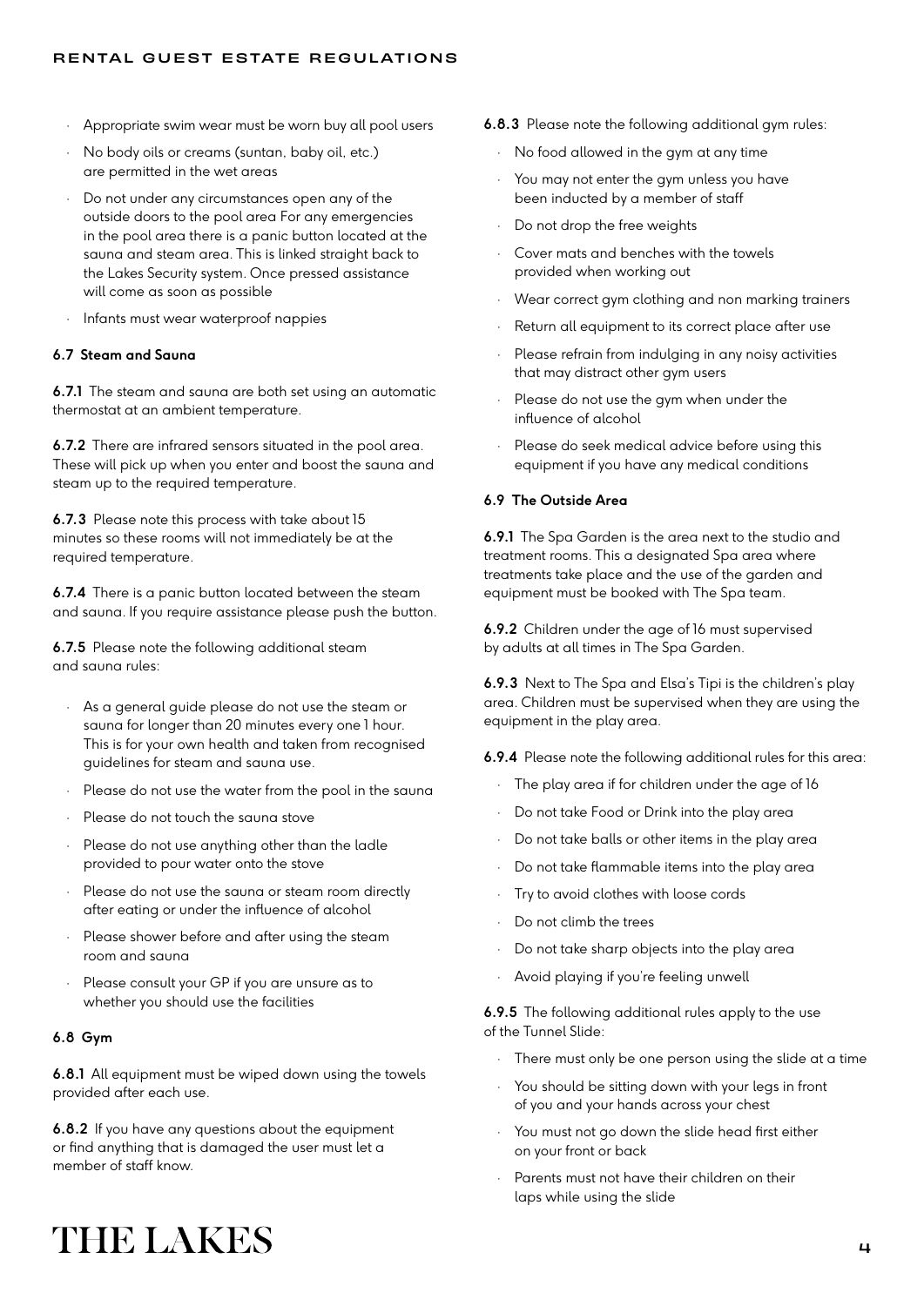- Appropriate swim wear must be worn buy all pool users
- No body oils or creams (suntan, baby oil, etc.) are permitted in the wet areas
- Do not under any circumstances open any of the outside doors to the pool area For any emergencies in the pool area there is a panic button located at the sauna and steam area. This is linked straight back to the Lakes Security system. Once pressed assistance will come as soon as possible
- Infants must wear waterproof nappies

### 6.7 Steam and Sauna

**6.7.1** The steam and sauna are both set using an automatic thermostat at an ambient temperature.

**6.7.2** There are infrared sensors situated in the pool area. These will pick up when you enter and boost the sauna and steam up to the required temperature.

**6.7.3** Please note this process with take about 15 minutes so these rooms will not immediately be at the required temperature.

**6.7.4** There is a panic button located between the steam and sauna. If you require assistance please push the button.

**6.7.5** Please note the following additional steam and sauna rules:

- As a general guide please do not use the steam or sauna for longer than 20 minutes every one 1 hour. This is for your own health and taken from recognised guidelines for steam and sauna use.
- Please do not use the water from the pool in the sauna
- Please do not touch the sauna stove
- Please do not use anything other than the ladle provided to pour water onto the stove
- Please do not use the sauna or steam room directly after eating or under the influence of alcohol
- Please shower before and after using the steam room and sauna
- Please consult your GP if you are unsure as to whether you should use the facilities

### 6.8 Gym

**6.8.1** All equipment must be wiped down using the towels provided after each use.

**6.8.2** If you have any questions about the equipment or find anything that is damaged the user must let a member of staff know.

**6.8.3** Please note the following additional gym rules:

- No food allowed in the gym at any time
- You may not enter the gym unless you have been inducted by a member of staff
- Do not drop the free weights
- Cover mats and benches with the towels provided when working out
- Wear correct gym clothing and non marking trainers
- Return all equipment to its correct place after use
- Please refrain from indulging in any noisy activities that may distract other gym users
- Please do not use the gym when under the influence of alcohol
- Please do seek medical advice before using this equipment if you have any medical conditions

### 6.9 The Outside Area

**6.9.1** The Spa Garden is the area next to the studio and treatment rooms. This a designated Spa area where treatments take place and the use of the garden and equipment must be booked with The Spa team.

**6.9.2** Children under the age of 16 must supervised by adults at all times in The Spa Garden.

**6.9.3** Next to The Spa and Elsa's Tipi is the children's play area. Children must be supervised when they are using the equipment in the play area.

**6.9.4** Please note the following additional rules for this area:

- The play area if for children under the age of 16
- Do not take Food or Drink into the play area
- Do not take balls or other items in the play area
- Do not take flammable items into the play area
- Try to avoid clothes with loose cords
- Do not climb the trees
- Do not take sharp objects into the play area
- Avoid playing if you're feeling unwell

**6.9.5** The following additional rules apply to the use of the Tunnel Slide:

- There must only be one person using the slide at a time
- You should be sitting down with your legs in front of you and your hands across your chest
- You must not go down the slide head first either on your front or back
- Parents must not have their children on their laps while using the slide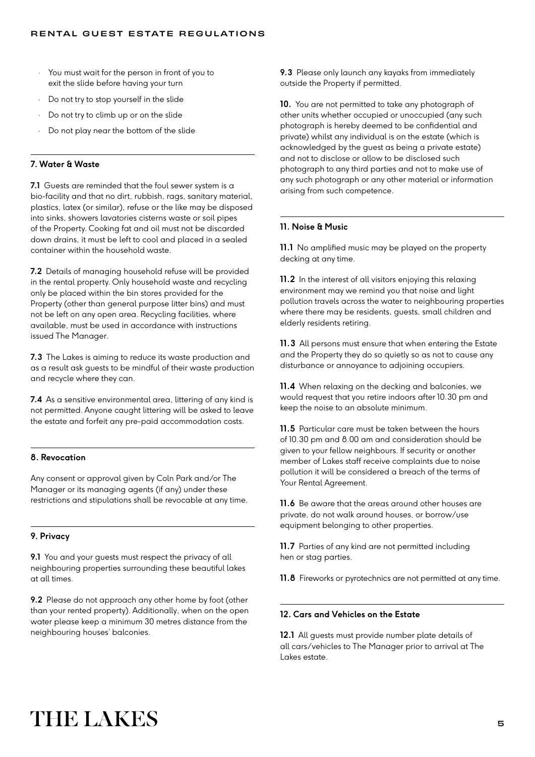- You must wait for the person in front of you to exit the slide before having your turn
- Do not try to stop yourself in the slide
- Do not try to climb up or on the slide
- Do not play near the bottom of the slide

### 7. Water & Waste

**7.1** Guests are reminded that the foul sewer system is a bio-facility and that no dirt, rubbish, rags, sanitary material, plastics, latex (or similar), refuse or the like may be disposed into sinks, showers lavatories cisterns waste or soil pipes of the Property. Cooking fat and oil must not be discarded down drains, it must be left to cool and placed in a sealed container within the household waste.

**7.2** Details of managing household refuse will be provided in the rental property. Only household waste and recycling only be placed within the bin stores provided for the Property (other than general purpose litter bins) and must not be left on any open area. Recycling facilities, where available, must be used in accordance with instructions issued The Manager.

**7.3** The Lakes is aiming to reduce its waste production and as a result ask guests to be mindful of their waste production and recycle where they can.

**7.4** As a sensitive environmental area, littering of any kind is not permitted. Anyone caught littering will be asked to leave the estate and forfeit any pre-paid accommodation costs.

### 8. Revocation

Any consent or approval given by Coln Park and/or The Manager or its managing agents (if any) under these restrictions and stipulations shall be revocable at any time.

### 9. Privacy

**9.1** You and your guests must respect the privacy of all neighbouring properties surrounding these beautiful lakes at all times.

**9.2** Please do not approach any other home by foot (other than your rented property). Additionally, when on the open water please keep a minimum 30 metres distance from the neighbouring houses' balconies.

**9.3** Please only launch any kayaks from immediately outside the Property if permitted.

**10.** You are not permitted to take any photograph of other units whether occupied or unoccupied (any such photograph is hereby deemed to be confidential and private) whilst any individual is on the estate (which is acknowledged by the guest as being a private estate) and not to disclose or allow to be disclosed such photograph to any third parties and not to make use of any such photograph or any other material or information arising from such competence.

### 11. Noise & Music

**11.1** No amplified music may be played on the property decking at any time.

**11.2** In the interest of all visitors enjoying this relaxing environment may we remind you that noise and light pollution travels across the water to neighbouring properties where there may be residents, guests, small children and elderly residents retiring.

**11.3** All persons must ensure that when entering the Estate and the Property they do so quietly so as not to cause any disturbance or annoyance to adjoining occupiers.

**11.4** When relaxing on the decking and balconies, we would request that you retire indoors after 10.30 pm and keep the noise to an absolute minimum.

**11.5** Particular care must be taken between the hours of 10.30 pm and 8.00 am and consideration should be given to your fellow neighbours. If security or another member of Lakes staff receive complaints due to noise pollution it will be considered a breach of the terms of Your Rental Agreement.

**11.6** Be aware that the areas around other houses are private, do not walk around houses, or borrow/use equipment belonging to other properties.

**11.7** Parties of any kind are not permitted including hen or stag parties.

**11.8** Fireworks or pyrotechnics are not permitted at any time.

### 12. Cars and Vehicles on the Estate

**12.1** All guests must provide number plate details of all cars/vehicles to The Manager prior to arrival at The Lakes estate.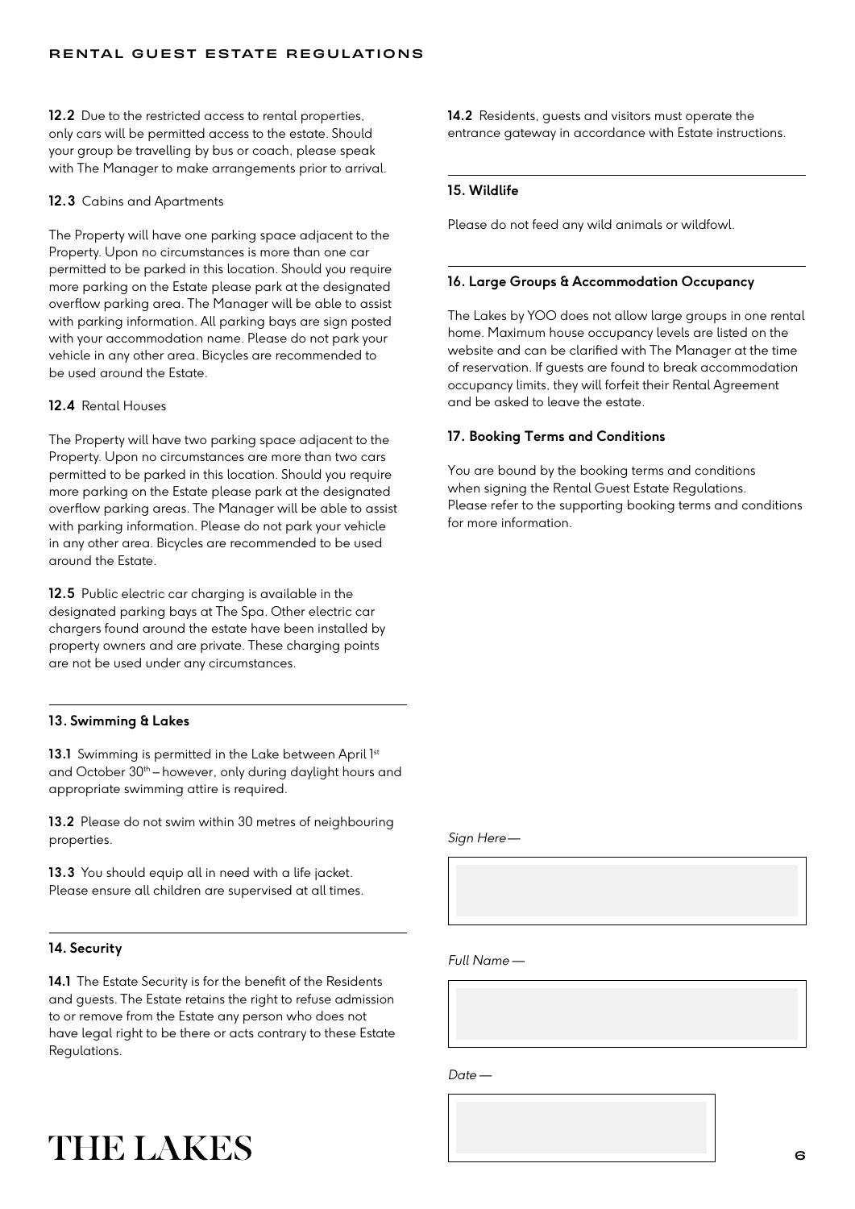**12.2** Due to the restricted access to rental properties, only cars will be permitted access to the estate. Should your group be travelling by bus or coach, please speak with The Manager to make arrangements prior to arrival.

**12.3** Cabins and Apartments

The Property will have one parking space adjacent to the Property. Upon no circumstances is more than one car permitted to be parked in this location. Should you require more parking on the Estate please park at the designated overflow parking area. The Manager will be able to assist with parking information. All parking bays are sign posted with your accommodation name. Please do not park your vehicle in any other area. Bicycles are recommended to be used around the Estate.

**12.4** Rental Houses

The Property will have two parking space adjacent to the Property. Upon no circumstances are more than two cars permitted to be parked in this location. Should you require more parking on the Estate please park at the designated overflow parking areas. The Manager will be able to assist with parking information. Please do not park your vehicle in any other area. Bicycles are recommended to be used around the Estate.

**12.5** Public electric car charging is available in the designated parking bays at The Spa. Other electric car chargers found around the estate have been installed by property owners and are private. These charging points are not be used under any circumstances.

### 13. Swimming & Lakes

**13.1** Swimming is permitted in the Lake between April 1st and October 30th – however, only during daylight hours and appropriate swimming attire is required.

**13.2** Please do not swim within 30 metres of neighbouring properties.

**13.3** You should equip all in need with a life jacket. Please ensure all children are supervised at all times.

### 14. Security

**14.1** The Estate Security is for the benefit of the Residents and guests. The Estate retains the right to refuse admission to or remove from the Estate any person who does not have legal right to be there or acts contrary to these Estate Regulations.

**14.2** Residents, guests and visitors must operate the entrance gateway in accordance with Estate instructions.

### 15. Wildlife

Please do not feed any wild animals or wildfowl.

### 16. Large Groups & Accommodation Occupancy

The Lakes by YOO does not allow large groups in one rental home. Maximum house occupancy levels are listed on the website and can be clarified with The Manager at the time of reservation. If guests are found to break accommodation occupancy limits, they will forfeit their Rental Agreement and be asked to leave the estate.

### 17. Booking Terms and Conditions

You are bound by the booking terms and conditions when signing the Rental Guest Estate Regulations. Please refer to the supporting booking terms and conditions for more information.

*Sign Here—*

*Full Name—*

*Date—*